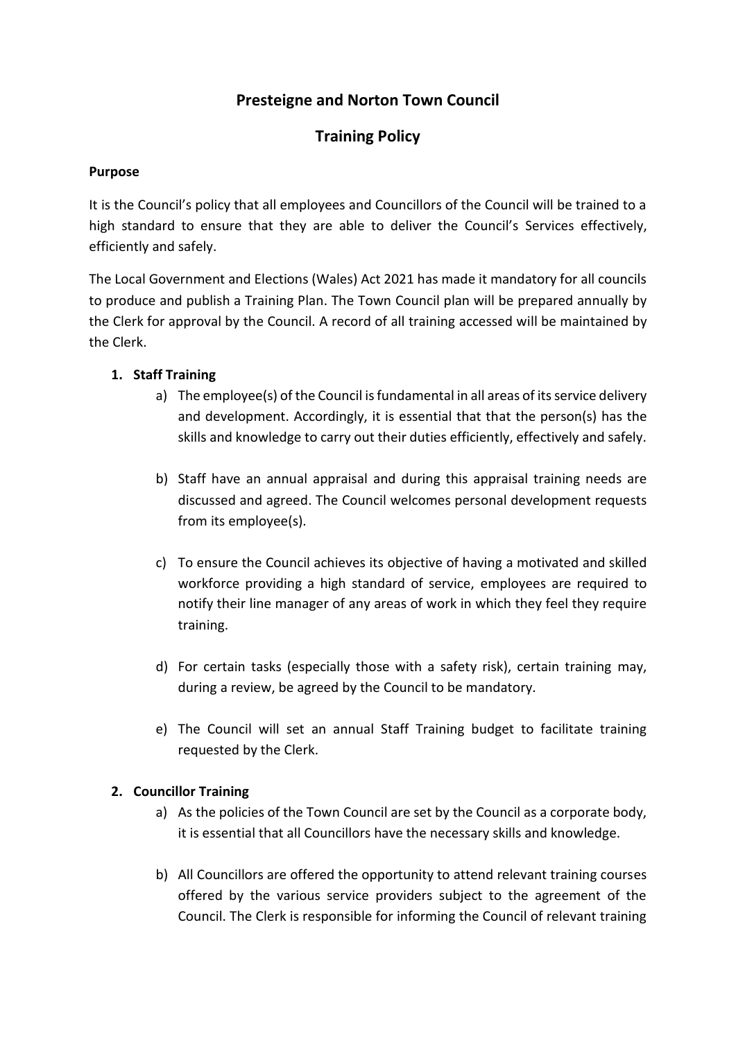# Presteigne and Norton Town Council

## Training Policy

**Purpose**

It is the Council's policy that all employees and Councillors of the Council will be trained to a high standard to ensure that they are able to deliver the Council's Services effectively, efficiently and safely.

The Local Government and Elections (Wales) Act 2021 has made it mandatory for all councils to produce and publish a Training Plan. The Town Council plan will be prepared annually by the Clerk for approval by the Council. A record of all training accessed will be maintained by the Clerk.

1. **Staff Training**
   a) The employee(s) of the Council is fundamental in all areas of its service delivery and development. Accordingly, it is essential that that the person(s) has the skills and knowledge to carry out their duties efficiently, effectively and safely.

   b) Staff have an annual appraisal and during this appraisal training needs are discussed and agreed. The Council welcomes personal development requests from its employee(s).

   c) To ensure the Council achieves its objective of having a motivated and skilled workforce providing a high standard of service, employees are required to notify their line manager of any areas of work in which they feel they require training.

   d) For certain tasks (especially those with a safety risk), certain training may, during a review, be agreed by the Council to be mandatory.

   e) The Council will set an annual Staff Training budget to facilitate training requested by the Clerk.

2. **Councillor Training**
   a) As the policies of the Town Council are set by the Council as a corporate body, it is essential that all Councillors have the necessary skills and knowledge.

   b) All Councillors are offered the opportunity to attend relevant training courses offered by the various service providers subject to the agreement of the Council. The Clerk is responsible for informing the Council of relevant training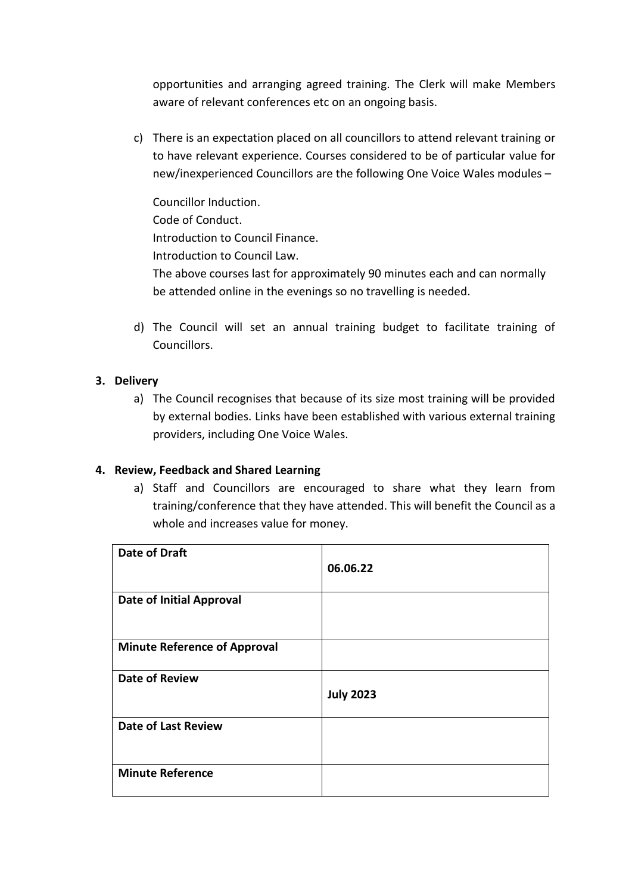opportunities and arranging agreed training. The Clerk will make Members aware of relevant conferences etc on an ongoing basis.

c) There is an expectation placed on all councillors to attend relevant training or to have relevant experience. Courses considered to be of particular value for new/inexperienced Councillors are the following One Voice Wales modules –

   Councillor Induction.
   Code of Conduct.
   Introduction to Council Finance.
   Introduction to Council Law.
   The above courses last for approximately 90 minutes each and can normally be attended online in the evenings so no travelling is needed.

d) The Council will set an annual training budget to facilitate training of Councillors.

**3. Delivery**

a) The Council recognises that because of its size most training will be provided by external bodies. Links have been established with various external training providers, including One Voice Wales.

**4. Review, Feedback and Shared Learning**

a) Staff and Councillors are encouraged to share what they learn from training/conference that they have attended. This will benefit the Council as a whole and increases value for money.

| | |
|---|---|
| **Date of Draft** | **06.06.22** |
| **Date of Initial Approval** | |
| **Minute Reference of Approval** | |
| **Date of Review** | **July 2023** |
| **Date of Last Review** | |
| **Minute Reference** | |